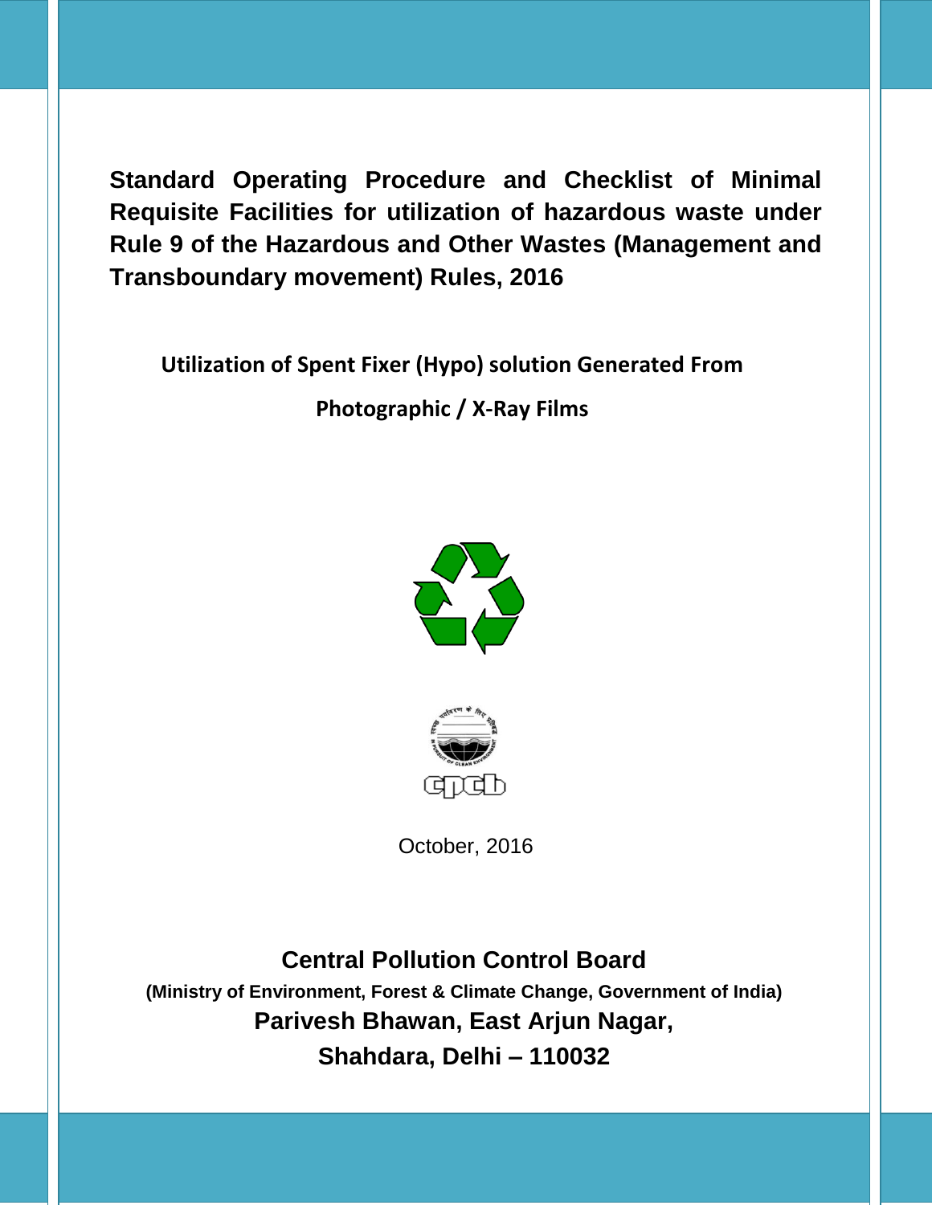# Standard Operating Procedure and Checklist of Minimal Requisite Facilities for utilization of hazardous waste under Rule 9 of the Hazardous and Other Wastes (Management and Transboundary movement) Rules, 2016

## Utilization of Spent Fixer (Hypo) solution Generated From Photographic / X-Ray Films

October, 2016

**Central Pollution Control Board**

**(Ministry of Environment, Forest & Climate Change, Government of India)**

**Parivesh Bhawan, East Arjun Nagar,**

**Shahdara, Delhi – 110032**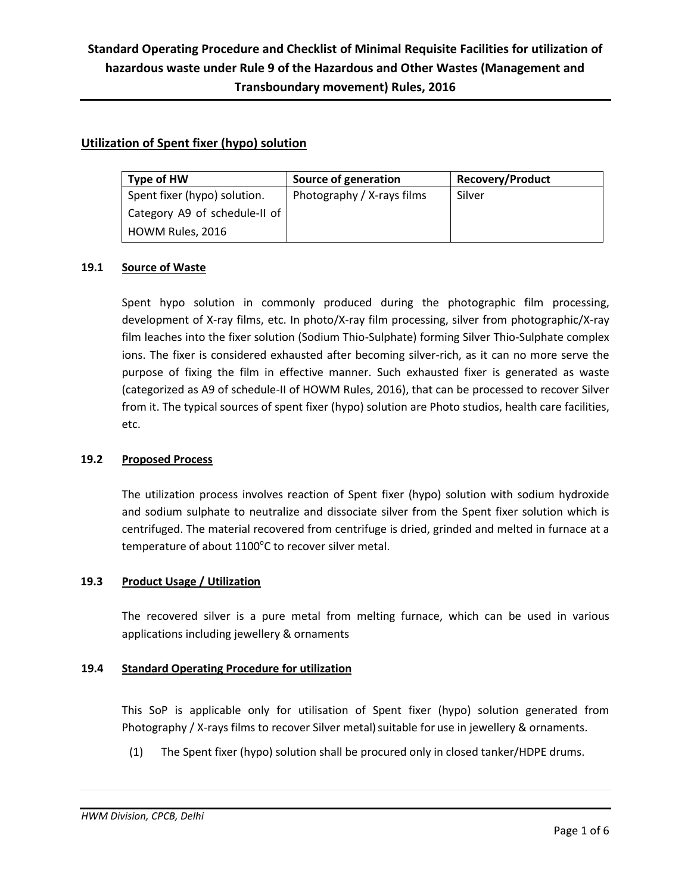# Standard Operating Procedure and Checklist of Minimal Requisite Facilities for utilization of hazardous waste under Rule 9 of the Hazardous and Other Wastes (Management and Transboundary movement) Rules, 2016

## Utilization of Spent fixer (hypo) solution

| Type of HW | Source of generation | Recovery/Product |
| --- | --- | --- |
| Spent fixer (hypo) solution. Category A9 of schedule-II of HOWM Rules, 2016 | Photography / X-rays films | Silver |

### 19.1 Source of Waste

Spent hypo solution in commonly produced during the photographic film processing, development of X-ray films, etc. In photo/X-ray film processing, silver from photographic/X-ray film leaches into the fixer solution (Sodium Thio-Sulphate) forming Silver Thio-Sulphate complex ions. The fixer is considered exhausted after becoming silver-rich, as it can no more serve the purpose of fixing the film in effective manner. Such exhausted fixer is generated as waste (categorized as A9 of schedule-II of HOWM Rules, 2016), that can be processed to recover Silver from it. The typical sources of spent fixer (hypo) solution are Photo studios, health care facilities, etc.

### 19.2 Proposed Process

The utilization process involves reaction of Spent fixer (hypo) solution with sodium hydroxide and sodium sulphate to neutralize and dissociate silver from the Spent fixer solution which is centrifuged. The material recovered from centrifuge is dried, grinded and melted in furnace at a temperature of about 1100$^{o}$C to recover silver metal.

### 19.3 Product Usage / Utilization

The recovered silver is a pure metal from melting furnace, which can be used in various applications including jewellery & ornaments

### 19.4 Standard Operating Procedure for utilization

This SoP is applicable only for utilisation of Spent fixer (hypo) solution generated from Photography / X-rays films to recover Silver metal) suitable for use in jewellery & ornaments.

(1) The Spent fixer (hypo) solution shall be procured only in closed tanker/HDPE drums.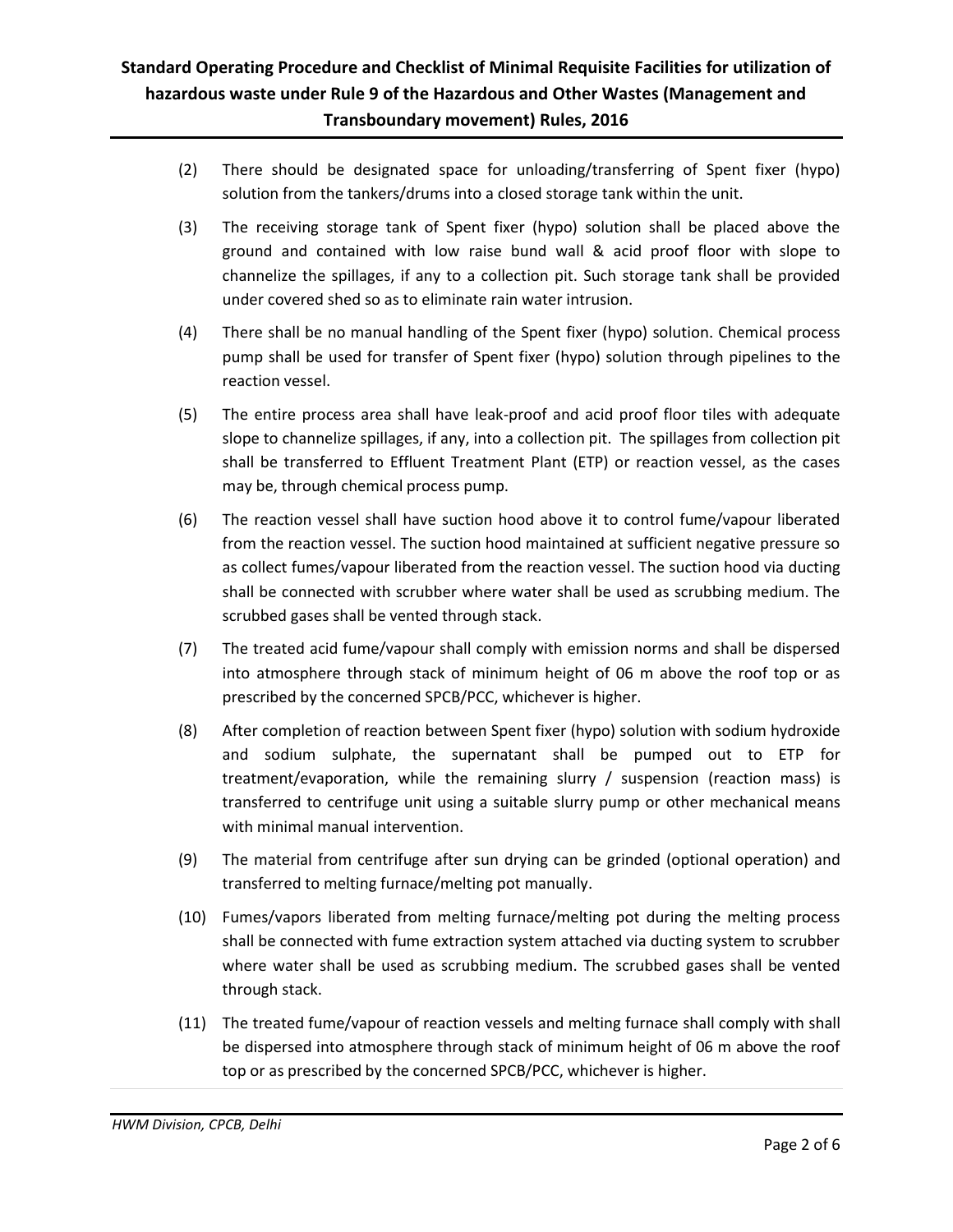(2) There should be designated space for unloading/transferring of Spent fixer (hypo) solution from the tankers/drums into a closed storage tank within the unit.

(3) The receiving storage tank of Spent fixer (hypo) solution shall be placed above the ground and contained with low raise bund wall & acid proof floor with slope to channelize the spillages, if any to a collection pit. Such storage tank shall be provided under covered shed so as to eliminate rain water intrusion.

(4) There shall be no manual handling of the Spent fixer (hypo) solution. Chemical process pump shall be used for transfer of Spent fixer (hypo) solution through pipelines to the reaction vessel.

(5) The entire process area shall have leak-proof and acid proof floor tiles with adequate slope to channelize spillages, if any, into a collection pit. The spillages from collection pit shall be transferred to Effluent Treatment Plant (ETP) or reaction vessel, as the cases may be, through chemical process pump.

(6) The reaction vessel shall have suction hood above it to control fume/vapour liberated from the reaction vessel. The suction hood maintained at sufficient negative pressure so as collect fumes/vapour liberated from the reaction vessel. The suction hood via ducting shall be connected with scrubber where water shall be used as scrubbing medium. The scrubbed gases shall be vented through stack.

(7) The treated acid fume/vapour shall comply with emission norms and shall be dispersed into atmosphere through stack of minimum height of 06 m above the roof top or as prescribed by the concerned SPCB/PCC, whichever is higher.

(8) After completion of reaction between Spent fixer (hypo) solution with sodium hydroxide and sodium sulphate, the supernatant shall be pumped out to ETP for treatment/evaporation, while the remaining slurry / suspension (reaction mass) is transferred to centrifuge unit using a suitable slurry pump or other mechanical means with minimal manual intervention.

(9) The material from centrifuge after sun drying can be grinded (optional operation) and transferred to melting furnace/melting pot manually.

(10) Fumes/vapors liberated from melting furnace/melting pot during the melting process shall be connected with fume extraction system attached via ducting system to scrubber where water shall be used as scrubbing medium. The scrubbed gases shall be vented through stack.

(11) The treated fume/vapour of reaction vessels and melting furnace shall comply with shall be dispersed into atmosphere through stack of minimum height of 06 m above the roof top or as prescribed by the concerned SPCB/PCC, whichever is higher.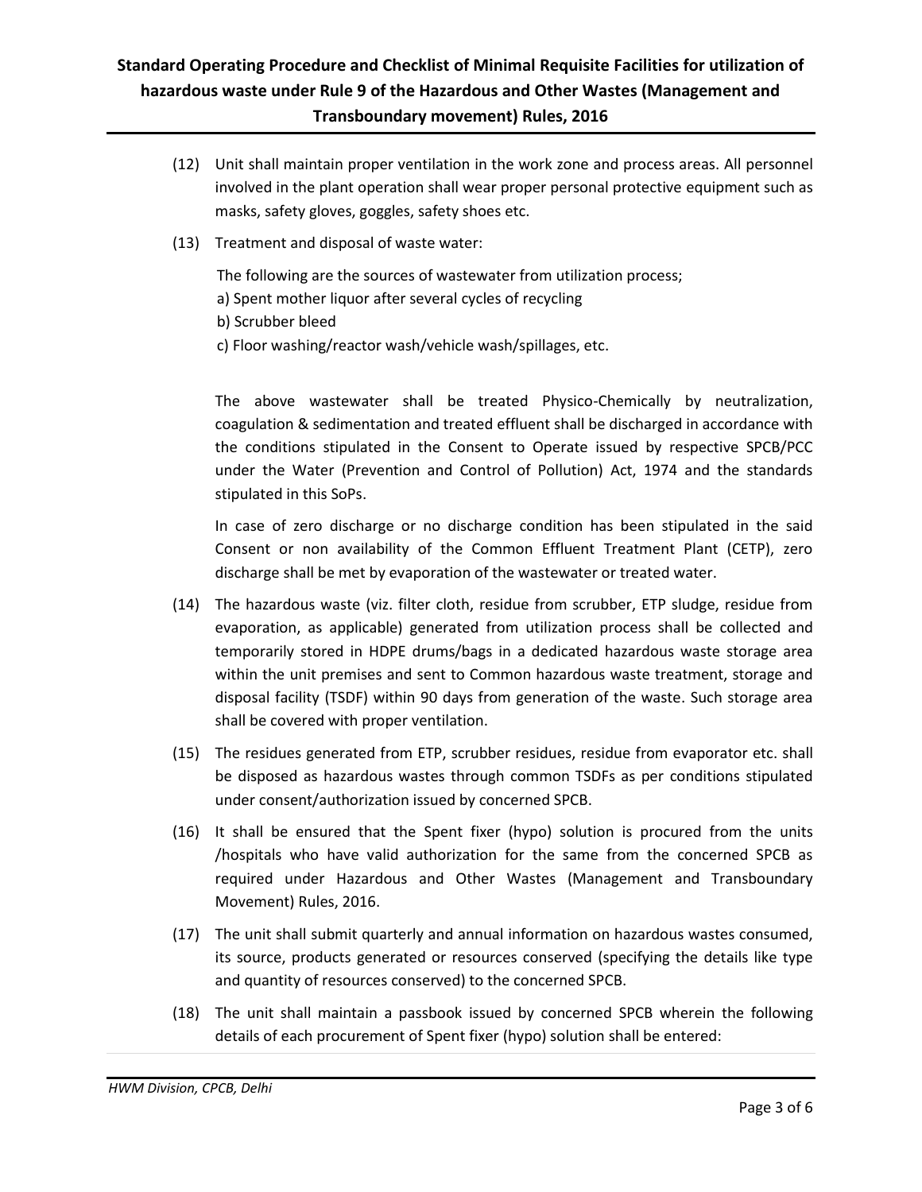(12) Unit shall maintain proper ventilation in the work zone and process areas. All personnel involved in the plant operation shall wear proper personal protective equipment such as masks, safety gloves, goggles, safety shoes etc.

(13) Treatment and disposal of waste water:

The following are the sources of wastewater from utilization process;

a) Spent mother liquor after several cycles of recycling

b) Scrubber bleed

c) Floor washing/reactor wash/vehicle wash/spillages, etc.

The above wastewater shall be treated Physico-Chemically by neutralization, coagulation & sedimentation and treated effluent shall be discharged in accordance with the conditions stipulated in the Consent to Operate issued by respective SPCB/PCC under the Water (Prevention and Control of Pollution) Act, 1974 and the standards stipulated in this SoPs.

In case of zero discharge or no discharge condition has been stipulated in the said Consent or non availability of the Common Effluent Treatment Plant (CETP), zero discharge shall be met by evaporation of the wastewater or treated water.

(14) The hazardous waste (viz. filter cloth, residue from scrubber, ETP sludge, residue from evaporation, as applicable) generated from utilization process shall be collected and temporarily stored in HDPE drums/bags in a dedicated hazardous waste storage area within the unit premises and sent to Common hazardous waste treatment, storage and disposal facility (TSDF) within 90 days from generation of the waste. Such storage area shall be covered with proper ventilation.

(15) The residues generated from ETP, scrubber residues, residue from evaporator etc. shall be disposed as hazardous wastes through common TSDFs as per conditions stipulated under consent/authorization issued by concerned SPCB.

(16) It shall be ensured that the Spent fixer (hypo) solution is procured from the units /hospitals who have valid authorization for the same from the concerned SPCB as required under Hazardous and Other Wastes (Management and Transboundary Movement) Rules, 2016.

(17) The unit shall submit quarterly and annual information on hazardous wastes consumed, its source, products generated or resources conserved (specifying the details like type and quantity of resources conserved) to the concerned SPCB.

(18) The unit shall maintain a passbook issued by concerned SPCB wherein the following details of each procurement of Spent fixer (hypo) solution shall be entered: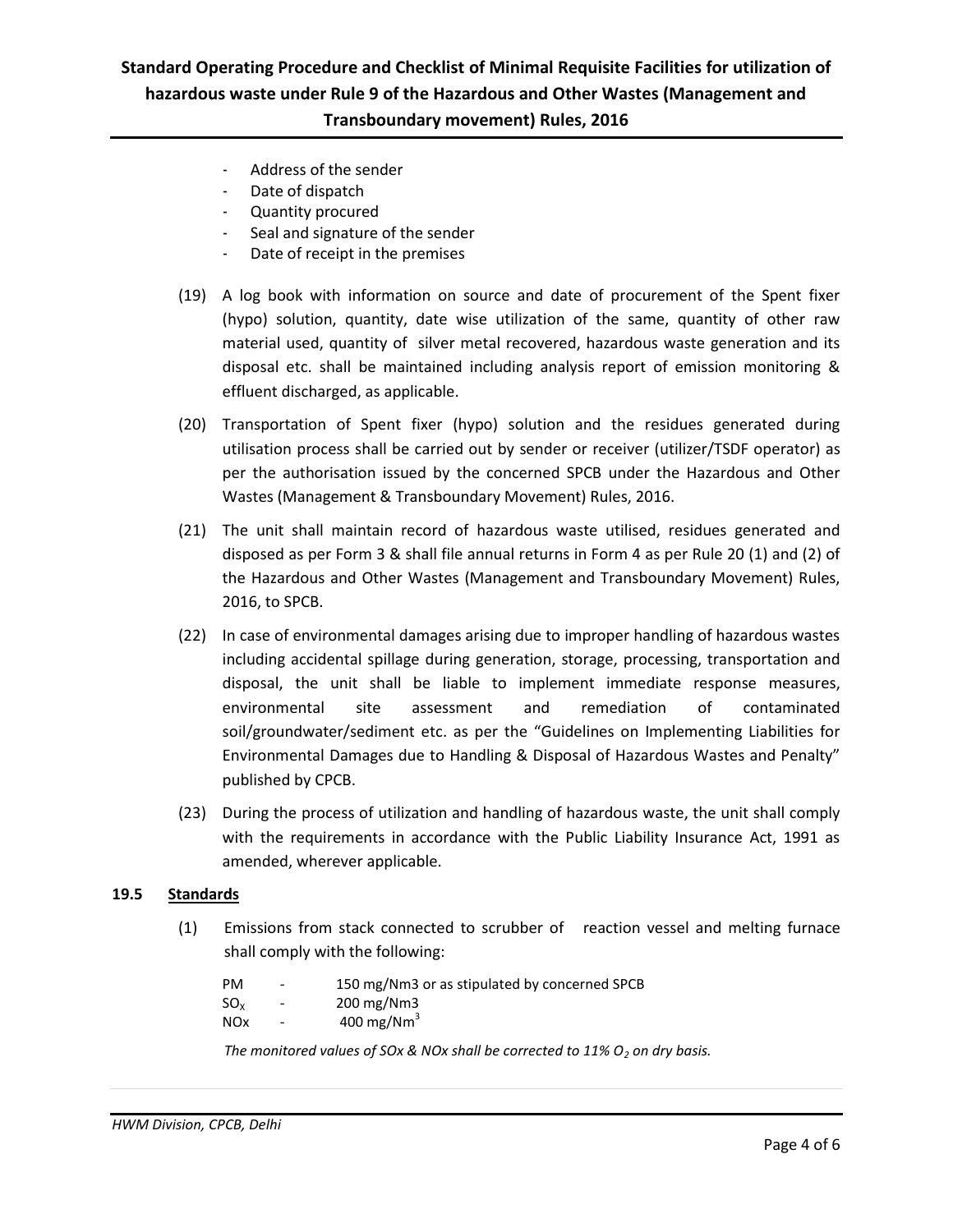- Address of the sender
- Date of dispatch
- Quantity procured
- Seal and signature of the sender
- Date of receipt in the premises

(19) A log book with information on source and date of procurement of the Spent fixer (hypo) solution, quantity, date wise utilization of the same, quantity of other raw material used, quantity of silver metal recovered, hazardous waste generation and its disposal etc. shall be maintained including analysis report of emission monitoring & effluent discharged, as applicable.

(20) Transportation of Spent fixer (hypo) solution and the residues generated during utilisation process shall be carried out by sender or receiver (utilizer/TSDF operator) as per the authorisation issued by the concerned SPCB under the Hazardous and Other Wastes (Management & Transboundary Movement) Rules, 2016.

(21) The unit shall maintain record of hazardous waste utilised, residues generated and disposed as per Form 3 & shall file annual returns in Form 4 as per Rule 20 (1) and (2) of the Hazardous and Other Wastes (Management and Transboundary Movement) Rules, 2016, to SPCB.

(22) In case of environmental damages arising due to improper handling of hazardous wastes including accidental spillage during generation, storage, processing, transportation and disposal, the unit shall be liable to implement immediate response measures, environmental site assessment and remediation of contaminated soil/groundwater/sediment etc. as per the "Guidelines on Implementing Liabilities for Environmental Damages due to Handling & Disposal of Hazardous Wastes and Penalty" published by CPCB.

(23) During the process of utilization and handling of hazardous waste, the unit shall comply with the requirements in accordance with the Public Liability Insurance Act, 1991 as amended, wherever applicable.

### 19.5 Standards

(1) Emissions from stack connected to scrubber of reaction vessel and melting furnace shall comply with the following:

PM - 150 mg/Nm3 or as stipulated by concerned SPCB
$SO_x$ - 200 mg/Nm3
NOx - 400 mg/$Nm^3$

*The monitored values of SOx & NOx shall be corrected to 11% $O_2$ on dry basis.*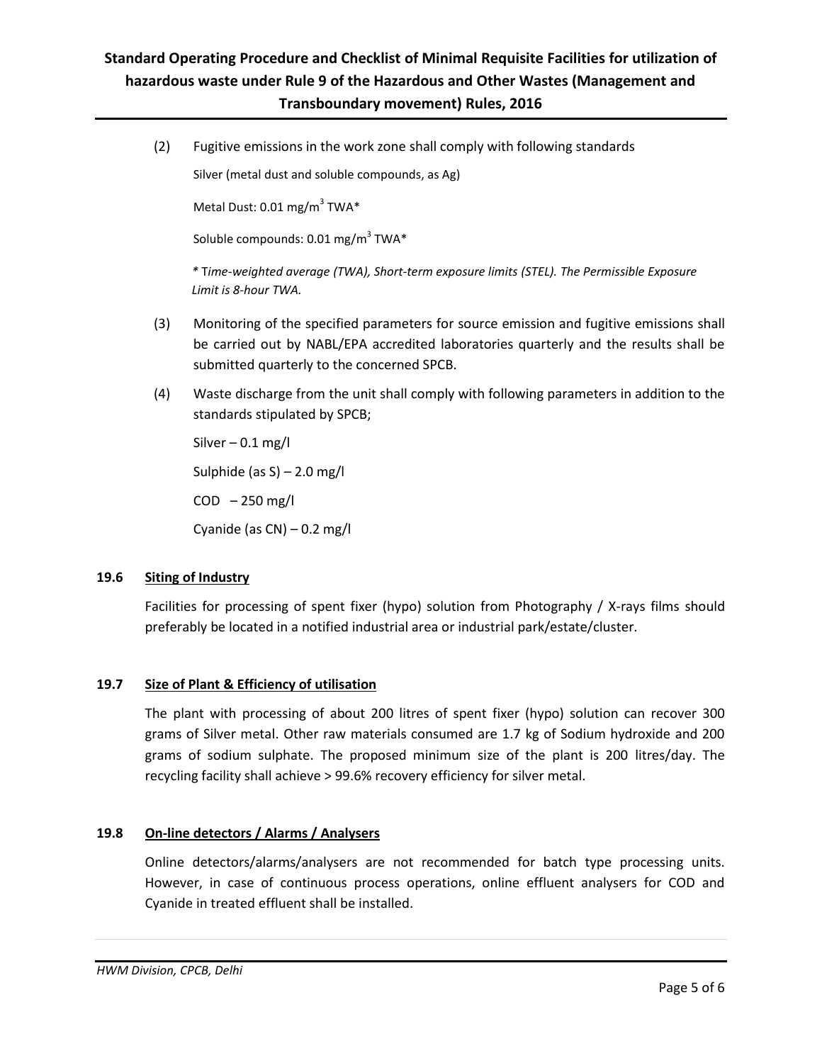(2) Fugitive emissions in the work zone shall comply with following standards

Silver (metal dust and soluble compounds, as Ag)

Metal Dust: 0.01 mg/m$^3$ TWA*

Soluble compounds: 0.01 mg/m$^3$ TWA*

*\* Time-weighted average (TWA), Short-term exposure limits (STEL). The Permissible Exposure Limit is 8-hour TWA.*

(3) Monitoring of the specified parameters for source emission and fugitive emissions shall be carried out by NABL/EPA accredited laboratories quarterly and the results shall be submitted quarterly to the concerned SPCB.

(4) Waste discharge from the unit shall comply with following parameters in addition to the standards stipulated by SPCB;

Silver – 0.1 mg/l

Sulphide (as S) – 2.0 mg/l

COD – 250 mg/l

Cyanide (as CN) – 0.2 mg/l

### 19.6 Siting of Industry

Facilities for processing of spent fixer (hypo) solution from Photography / X-rays films should preferably be located in a notified industrial area or industrial park/estate/cluster.

### 19.7 Size of Plant & Efficiency of utilisation

The plant with processing of about 200 litres of spent fixer (hypo) solution can recover 300 grams of Silver metal. Other raw materials consumed are 1.7 kg of Sodium hydroxide and 200 grams of sodium sulphate. The proposed minimum size of the plant is 200 litres/day. The recycling facility shall achieve > 99.6% recovery efficiency for silver metal.

### 19.8 On-line detectors / Alarms / Analysers

Online detectors/alarms/analysers are not recommended for batch type processing units. However, in case of continuous process operations, online effluent analysers for COD and Cyanide in treated effluent shall be installed.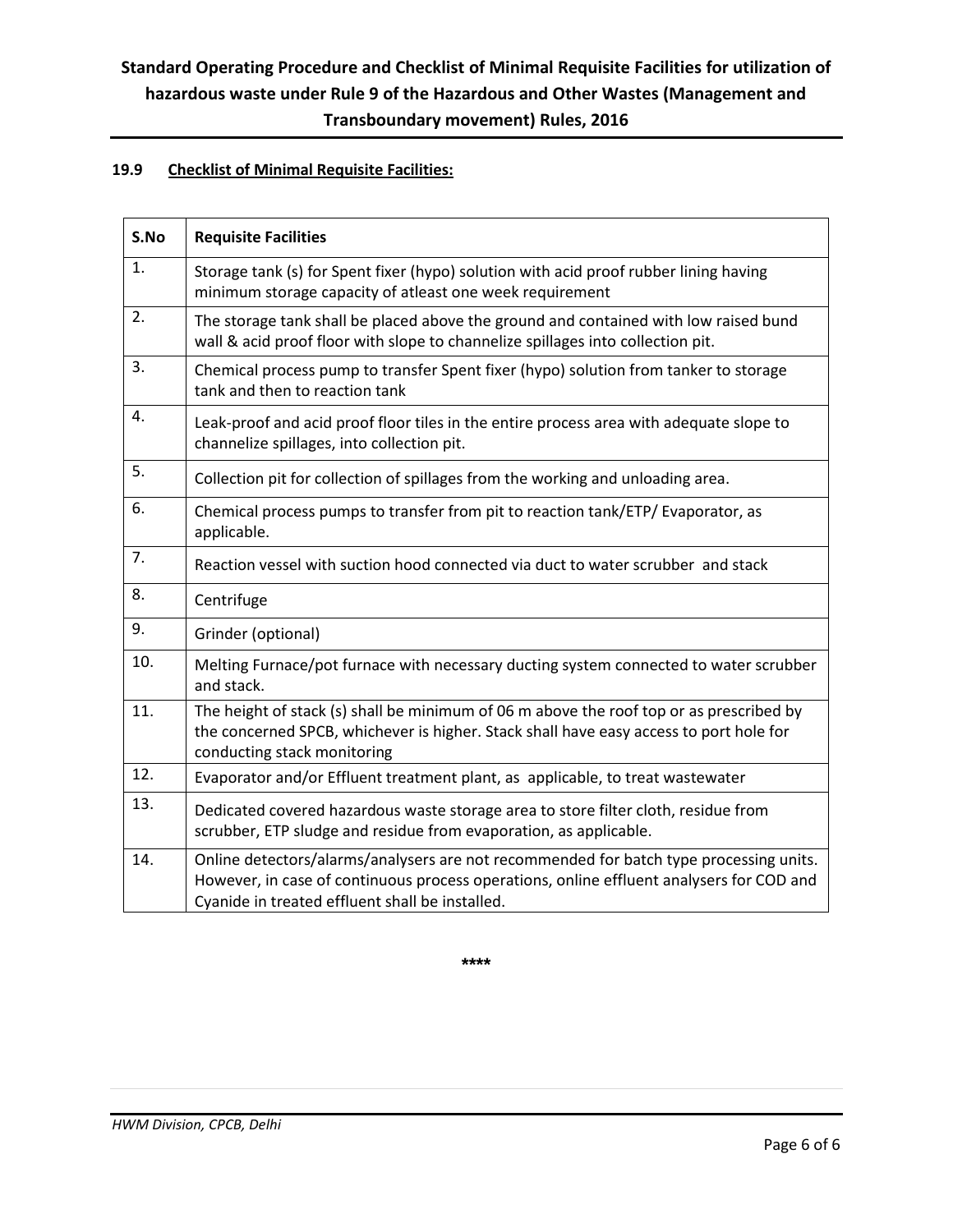### 19.9 Checklist of Minimal Requisite Facilities:

| S.No | Requisite Facilities |
|---|---|
| 1. | Storage tank (s) for Spent fixer (hypo) solution with acid proof rubber lining having minimum storage capacity of atleast one week requirement |
| 2. | The storage tank shall be placed above the ground and contained with low raised bund wall & acid proof floor with slope to channelize spillages into collection pit. |
| 3. | Chemical process pump to transfer Spent fixer (hypo) solution from tanker to storage tank and then to reaction tank |
| 4. | Leak-proof and acid proof floor tiles in the entire process area with adequate slope to channelize spillages, into collection pit. |
| 5. | Collection pit for collection of spillages from the working and unloading area. |
| 6. | Chemical process pumps to transfer from pit to reaction tank/ETP/ Evaporator, as applicable. |
| 7. | Reaction vessel with suction hood connected via duct to water scrubber and stack |
| 8. | Centrifuge |
| 9. | Grinder (optional) |
| 10. | Melting Furnace/pot furnace with necessary ducting system connected to water scrubber and stack. |
| 11. | The height of stack (s) shall be minimum of 06 m above the roof top or as prescribed by the concerned SPCB, whichever is higher. Stack shall have easy access to port hole for conducting stack monitoring |
| 12. | Evaporator and/or Effluent treatment plant, as applicable, to treat wastewater |
| 13. | Dedicated covered hazardous waste storage area to store filter cloth, residue from scrubber, ETP sludge and residue from evaporation, as applicable. |
| 14. | Online detectors/alarms/analysers are not recommended for batch type processing units. However, in case of continuous process operations, online effluent analysers for COD and Cyanide in treated effluent shall be installed. |

****